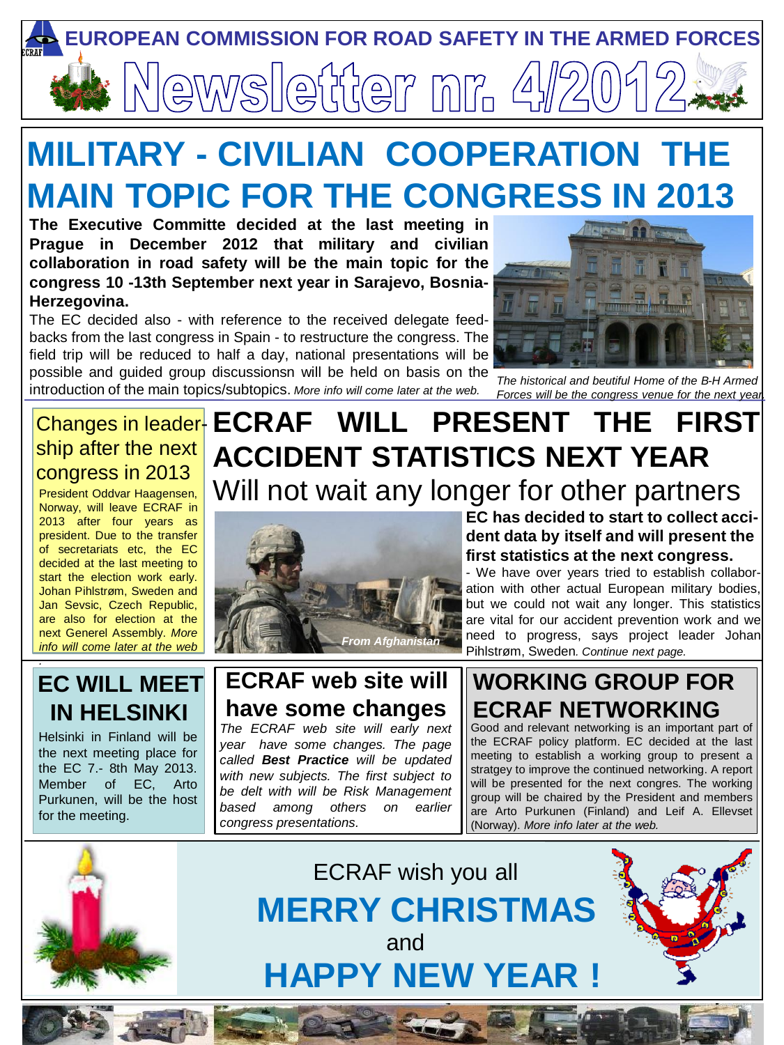# EUROPEAN COMMISSION FOR ROAD SAFETY IN THE ARMED FORCES

# Newsletter nr. 4/2012

## MILITARY - CIVILIAN COOPERATION THE MAIN TOPIC FOR THE CONGRESS IN 2013

**The Executive Committe decided at the last meeting in Prague in December 2012 that military and civilian collaboration in road safety will be the main topic for the congress 10 -13th September next year in Sarajevo, Bosnia-Herzegovina.**

The EC decided also - with reference to the received delegate feed-backs from the last congress in Spain - to restructure the congress. The field trip will be reduced to half a day, national presentations will be possible and guided group discussionsn will be held on basis on the introduction of the main topics/subtopics. *More info will come later at the web.*

*The historical and beutiful Home of the B-H Armed Forces will be the congress venue for the next year.*

## Changes in leadership after the next congress in 2013

President Oddvar Haagensen, Norway, will leave ECRAF in 2013 after four years as president. Due to the transfer of secretariats etc, the EC decided at the last meeting to start the election work early. Johan Pihlstrøm, Sweden and Jan Sevsic, Czech Republic, are also for election at the next Generel Assembly. *More info will come later at the web*

## ECRAF WILL PRESENT THE FIRST ACCIDENT STATISTICS NEXT YEAR

### Will not wait any longer for other partners

*From Afghanistan*

**EC has decided to start to collect accident data by itself and will present the first statistics at the next congress.**

- We have over years tried to establish collaboration with other actual European military bodies, but we could not wait any longer. This statistics are vital for our accident prevention work and we need to progress, says project leader Johan Pihlstrøm, Sweden. *Continue next page.*

## EC WILL MEET IN HELSINKI

Helsinki in Finland will be the next meeting place for the EC 7.- 8th May 2013. Member of EC, Arto Purkunen, will be the host for the meeting.

## ECRAF web site will have some changes

*The ECRAF web site will early next year have some changes. The page called* ***Best Practice*** *will be updated with new subjects. The first subject to be delt with will be Risk Management based among others on earlier congress presentations.*

## WORKING GROUP FOR ECRAF NETWORKING

Good and relevant networking is an important part of the ECRAF policy platform. EC decided at the last meeting to establish a working group to present a stratgey to improve the continued networking. A report will be presented for the next congres. The working group will be chaired by the President and members are Arto Purkunen (Finland) and Leif A. Ellevset (Norway). *More info later at the web.*

ECRAF wish you all

**MERRY CHRISTMAS**

and

**HAPPY NEW YEAR !**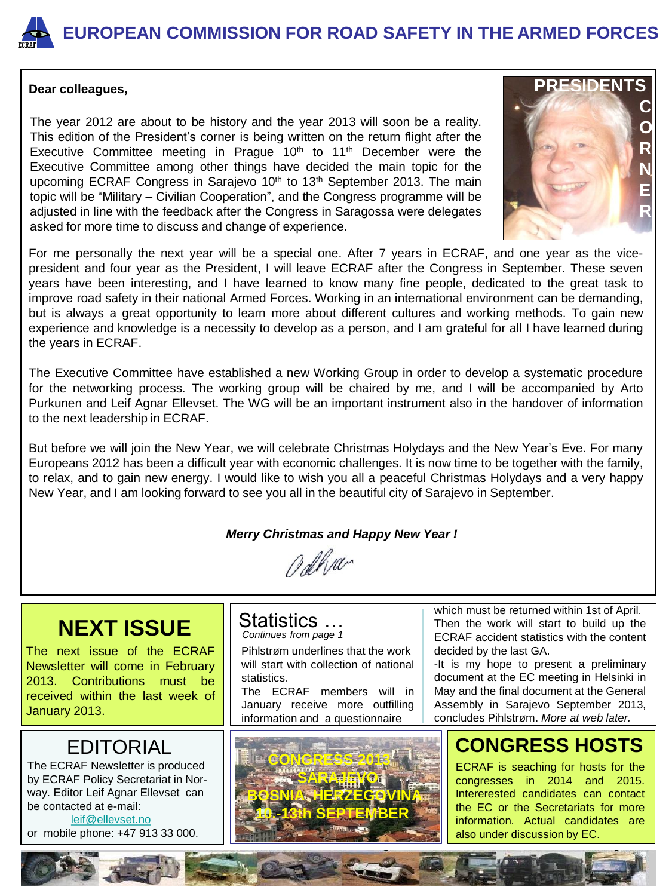# EUROPEAN COMMISSION FOR ROAD SAFETY IN THE ARMED FORCES

## PRESIDENTS CORNER

**Dear colleagues,**

The year 2012 are about to be history and the year 2013 will soon be a reality. This edition of the President's corner is being written on the return flight after the Executive Committee meeting in Prague 10th to 11th December were the Executive Committee among other things have decided the main topic for the upcoming ECRAF Congress in Sarajevo 10th to 13th September 2013. The main topic will be "Military – Civilian Cooperation", and the Congress programme will be adjusted in line with the feedback after the Congress in Saragossa were delegates asked for more time to discuss and change of experience.

For me personally the next year will be a special one. After 7 years in ECRAF, and one year as the vice-president and four year as the President, I will leave ECRAF after the Congress in September. These seven years have been interesting, and I have learned to know many fine people, dedicated to the great task to improve road safety in their national Armed Forces. Working in an international environment can be demanding, but is always a great opportunity to learn more about different cultures and working methods. To gain new experience and knowledge is a necessity to develop as a person, and I am grateful for all I have learned during the years in ECRAF.

The Executive Committee have established a new Working Group in order to develop a systematic procedure for the networking process. The working group will be chaired by me, and I will be accompanied by Arto Purkunen and Leif Agnar Ellevset. The WG will be an important instrument also in the handover of information to the next leadership in ECRAF.

But before we will join the New Year, we will celebrate Christmas Holydays and the New Year's Eve. For many Europeans 2012 has been a difficult year with economic challenges. It is now time to be together with the family, to relax, and to gain new energy. I would like to wish you all a peaceful Christmas Holydays and a very happy New Year, and I am looking forward to see you all in the beautiful city of Sarajevo in September.

***Merry Christmas and Happy New Year !***

Oddvar

## NEXT ISSUE

The next issue of the ECRAF Newsletter will come in February 2013. Contributions must be received within the last week of January 2013.

## Statistics …

*Continues from page 1*

Pihlstrøm underlines that the work will start with collection of national statistics.

The ECRAF members will in January receive more outfilling information and a questionnaire which must be returned within 1st of April. Then the work will start to build up the ECRAF accident statistics with the content decided by the last GA.

-It is my hope to present a preliminary document at the EC meeting in Helsinki in May and the final document at the General Assembly in Sarajevo September 2013, concludes Pihlstrøm. *More at web later.*

## EDITORIAL

The ECRAF Newsletter is produced by ECRAF Policy Secretariat in Norway. Editor Leif Agnar Ellevset can be contacted at e-mail:
leif@ellevset.no
or mobile phone: +47 913 33 000.

**CONGRESS 2013**
**SARAJEVO**
**BOSNIA-HERZEGOVINA**
**10.-13th SEPTEMBER**

## CONGRESS HOSTS

ECRAF is seaching for hosts for the congresses in 2014 and 2015. Intererested candidates can contact the EC or the Secretariats for more information. Actual candidates are also under discussion by EC.